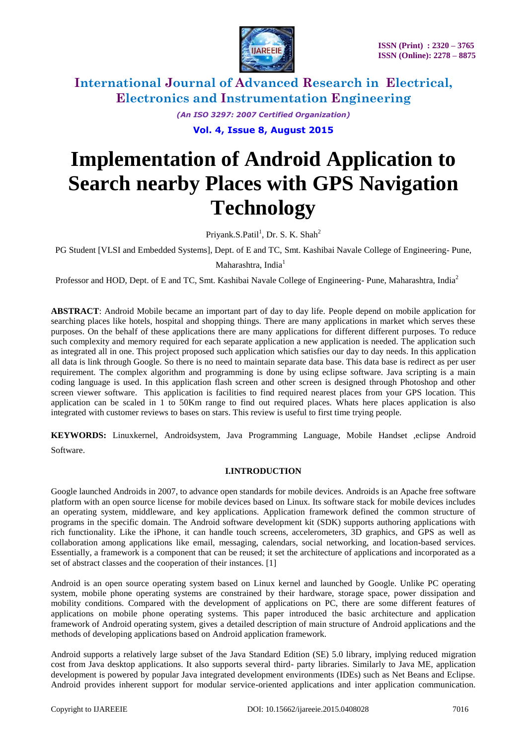# Implementation of Android Application to Search nearby Places with GPS Navigation Technology

Priyank.S.Patil[1], Dr. S. K. Shah[2]

PG Student [VLSI and Embedded Systems], Dept. of E and TC, Smt. Kashibai Navale College of Engineering- Pune, Maharashtra, India[1]

Professor and HOD, Dept. of E and TC, Smt. Kashibai Navale College of Engineering- Pune, Maharashtra, India[2]

**ABSTRACT**: Android Mobile became an important part of day to day life. People depend on mobile application for searching places like hotels, hospital and shopping things. There are many applications in market which serves these purposes. On the behalf of these applications there are many applications for different different purposes. To reduce such complexity and memory required for each separate application a new application is needed. The application such as integrated all in one. This project proposed such application which satisfies our day to day needs. In this application all data is link through Google. So there is no need to maintain separate data base. This data base is redirect as per user requirement. The complex algorithm and programming is done by using eclipse software. Java scripting is a main coding language is used. In this application flash screen and other screen is designed through Photoshop and other screen viewer software. This application is facilities to find required nearest places from your GPS location. This application can be scaled in 1 to 50Km range to find out required places. Whats here places application is also integrated with customer reviews to bases on stars. This review is useful to first time trying people.

**KEYWORDS:** Linuxkernel, Androidsystem, Java Programming Language, Mobile Handset ,eclipse Android Software.

## I.INTRODUCTION

Google launched Androids in 2007, to advance open standards for mobile devices. Androids is an Apache free software platform with an open source license for mobile devices based on Linux. Its software stack for mobile devices includes an operating system, middleware, and key applications. Application framework defined the common structure of programs in the specific domain. The Android software development kit (SDK) supports authoring applications with rich functionality. Like the iPhone, it can handle touch screens, accelerometers, 3D graphics, and GPS as well as collaboration among applications like email, messaging, calendars, social networking, and location-based services. Essentially, a framework is a component that can be reused; it set the architecture of applications and incorporated as a set of abstract classes and the cooperation of their instances. [1]

Android is an open source operating system based on Linux kernel and launched by Google. Unlike PC operating system, mobile phone operating systems are constrained by their hardware, storage space, power dissipation and mobility conditions. Compared with the development of applications on PC, there are some different features of applications on mobile phone operating systems. This paper introduced the basic architecture and application framework of Android operating system, gives a detailed description of main structure of Android applications and the methods of developing applications based on Android application framework.

Android supports a relatively large subset of the Java Standard Edition (SE) 5.0 library, implying reduced migration cost from Java desktop applications. It also supports several third- party libraries. Similarly to Java ME, application development is powered by popular Java integrated development environments (IDEs) such as Net Beans and Eclipse. Android provides inherent support for modular service-oriented applications and inter application communication.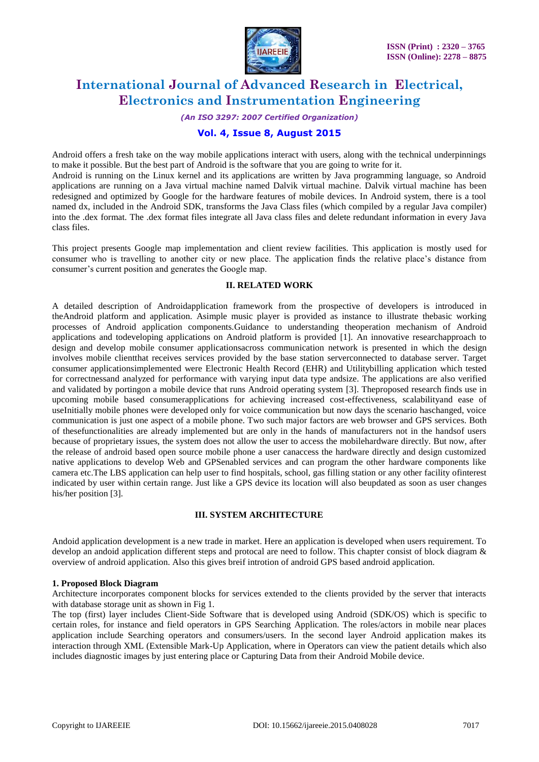Android offers a fresh take on the way mobile applications interact with users, along with the technical underpinnings to make it possible. But the best part of Android is the software that you are going to write for it.

Android is running on the Linux kernel and its applications are written by Java programming language, so Android applications are running on a Java virtual machine named Dalvik virtual machine. Dalvik virtual machine has been redesigned and optimized by Google for the hardware features of mobile devices. In Android system, there is a tool named dx, included in the Android SDK, transforms the Java Class files (which compiled by a regular Java compiler) into the .dex format. The .dex format files integrate all Java class files and delete redundant information in every Java class files.

This project presents Google map implementation and client review facilities. This application is mostly used for consumer who is travelling to another city or new place. The application finds the relative place's distance from consumer's current position and generates the Google map.

## II. RELATED WORK

A detailed description of Androidapplication framework from the prospective of developers is introduced in theAndroid platform and application. Asimple music player is provided as instance to illustrate thebasic working processes of Android application components.Guidance to understanding theoperation mechanism of Android applications and todeveloping applications on Android platform is provided [1]. An innovative researchapproach to design and develop mobile consumer applicationsacross communication network is presented in which the design involves mobile clientthat receives services provided by the base station serverconnected to database server. Target consumer applicationsimplemented were Electronic Health Record (EHR) and Utilitybilling application which tested for correctnessand analyzed for performance with varying input data type andsize. The applications are also verified and validated by portingon a mobile device that runs Android operating system [3]. Theproposed research finds use in upcoming mobile based consumerapplications for achieving increased cost-effectiveness, scalabilityand ease of useInitially mobile phones were developed only for voice communication but now days the scenario haschanged, voice communication is just one aspect of a mobile phone. Two such major factors are web browser and GPS services. Both of thesefunctionalities are already implemented but are only in the handsof manufacturers not in the handsof users because of proprietary issues, the system does not allow the user to access the mobilehardware directly. But now, after the release of android based open source mobile phone a user canaccess the hardware directly and design customized native applications to develop Web and GPSenabled services and can program the other hardware components like camera etc.The LBS application can help user to find hospitals, school, gas filling station or any other facility ofinterest indicated by user within certain range. Just like a GPS device its location will also beupdated as soon as user changes his/her position [3].

## III. SYSTEM ARCHITECTURE

Andoid application development is a new trade in market. Here an application is developed when users requirement. To develop an andoid application different steps and protocal are need to follow. This chapter consist of block diagram & overview of android application. Also this gives breif introtion of android GPS based android application.

### 1. Proposed Block Diagram

Architecture incorporates component blocks for services extended to the clients provided by the server that interacts with database storage unit as shown in Fig 1.

The top (first) layer includes Client-Side Software that is developed using Android (SDK/OS) which is specific to certain roles, for instance and field operators in GPS Searching Application. The roles/actors in mobile near places application include Searching operators and consumers/users. In the second layer Android application makes its interaction through XML (Extensible Mark-Up Application, where in Operators can view the patient details which also includes diagnostic images by just entering place or Capturing Data from their Android Mobile device.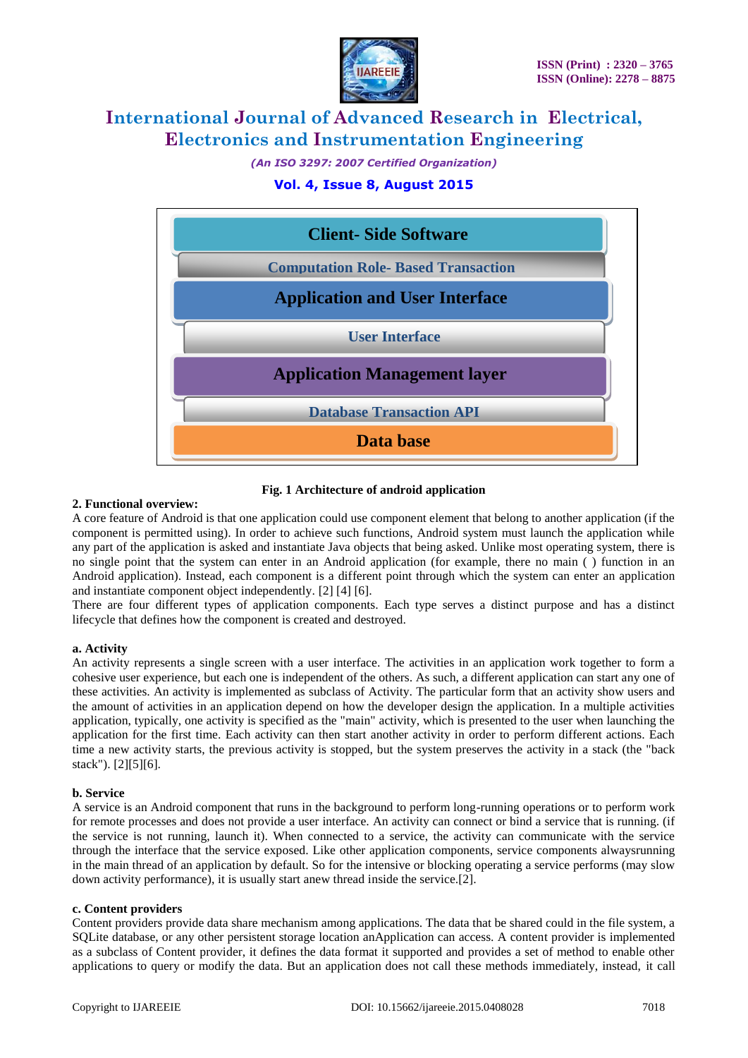Client- Side Software

Computation Role- Based Transaction

Application and User Interface

User Interface

Application Management layer

Database Transaction API

Data base

**Fig. 1 Architecture of android application**

**2. Functional overview:**

A core feature of Android is that one application could use component element that belong to another application (if the component is permitted using). In order to achieve such functions, Android system must launch the application while any part of the application is asked and instantiate Java objects that being asked. Unlike most operating system, there is no single point that the system can enter in an Android application (for example, there no main ( ) function in an Android application). Instead, each component is a different point through which the system can enter an application and instantiate component object independently. [2] [4] [6].

There are four different types of application components. Each type serves a distinct purpose and has a distinct lifecycle that defines how the component is created and destroyed.

**a. Activity**

An activity represents a single screen with a user interface. The activities in an application work together to form a cohesive user experience, but each one is independent of the others. As such, a different application can start any one of these activities. An activity is implemented as subclass of Activity. The particular form that an activity show users and the amount of activities in an application depend on how the developer design the application. In a multiple activities application, typically, one activity is specified as the "main" activity, which is presented to the user when launching the application for the first time. Each activity can then start another activity in order to perform different actions. Each time a new activity starts, the previous activity is stopped, but the system preserves the activity in a stack (the "back stack"). [2][5][6].

**b. Service**

A service is an Android component that runs in the background to perform long-running operations or to perform work for remote processes and does not provide a user interface. An activity can connect or bind a service that is running. (if the service is not running, launch it). When connected to a service, the activity can communicate with the service through the interface that the service exposed. Like other application components, service components alwaysrunning in the main thread of an application by default. So for the intensive or blocking operating a service performs (may slow down activity performance), it is usually start anew thread inside the service.[2].

**c. Content providers**

Content providers provide data share mechanism among applications. The data that be shared could in the file system, a SQLite database, or any other persistent storage location anApplication can access. A content provider is implemented as a subclass of Content provider, it defines the data format it supported and provides a set of method to enable other applications to query or modify the data. But an application does not call these methods immediately, instead, it call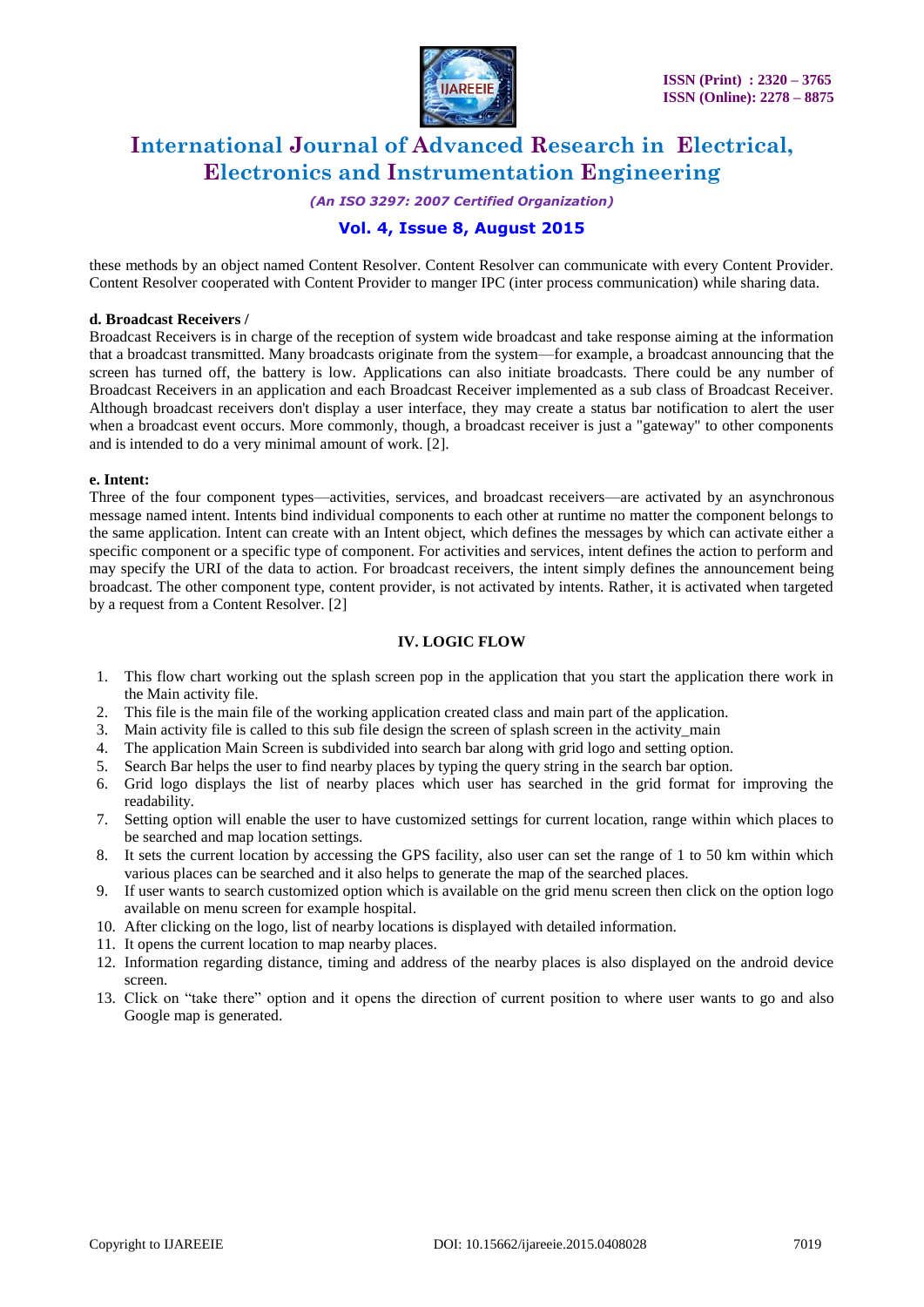these methods by an object named Content Resolver. Content Resolver can communicate with every Content Provider. Content Resolver cooperated with Content Provider to manger IPC (inter process communication) while sharing data.

**d. Broadcast Receivers /**

Broadcast Receivers is in charge of the reception of system wide broadcast and take response aiming at the information that a broadcast transmitted. Many broadcasts originate from the system—for example, a broadcast announcing that the screen has turned off, the battery is low. Applications can also initiate broadcasts. There could be any number of Broadcast Receivers in an application and each Broadcast Receiver implemented as a sub class of Broadcast Receiver. Although broadcast receivers don't display a user interface, they may create a status bar notification to alert the user when a broadcast event occurs. More commonly, though, a broadcast receiver is just a "gateway" to other components and is intended to do a very minimal amount of work. [2].

**e. Intent:**

Three of the four component types—activities, services, and broadcast receivers—are activated by an asynchronous message named intent. Intents bind individual components to each other at runtime no matter the component belongs to the same application. Intent can create with an Intent object, which defines the messages by which can activate either a specific component or a specific type of component. For activities and services, intent defines the action to perform and may specify the URI of the data to action. For broadcast receivers, the intent simply defines the announcement being broadcast. The other component type, content provider, is not activated by intents. Rather, it is activated when targeted by a request from a Content Resolver. [2]

## IV. LOGIC FLOW

1. This flow chart working out the splash screen pop in the application that you start the application there work in the Main activity file.
2. This file is the main file of the working application created class and main part of the application.
3. Main activity file is called to this sub file design the screen of splash screen in the activity_main
4. The application Main Screen is subdivided into search bar along with grid logo and setting option.
5. Search Bar helps the user to find nearby places by typing the query string in the search bar option.
6. Grid logo displays the list of nearby places which user has searched in the grid format for improving the readability.
7. Setting option will enable the user to have customized settings for current location, range within which places to be searched and map location settings.
8. It sets the current location by accessing the GPS facility, also user can set the range of 1 to 50 km within which various places can be searched and it also helps to generate the map of the searched places.
9. If user wants to search customized option which is available on the grid menu screen then click on the option logo available on menu screen for example hospital.
10. After clicking on the logo, list of nearby locations is displayed with detailed information.
11. It opens the current location to map nearby places.
12. Information regarding distance, timing and address of the nearby places is also displayed on the android device screen.
13. Click on "take there" option and it opens the direction of current position to where user wants to go and also Google map is generated.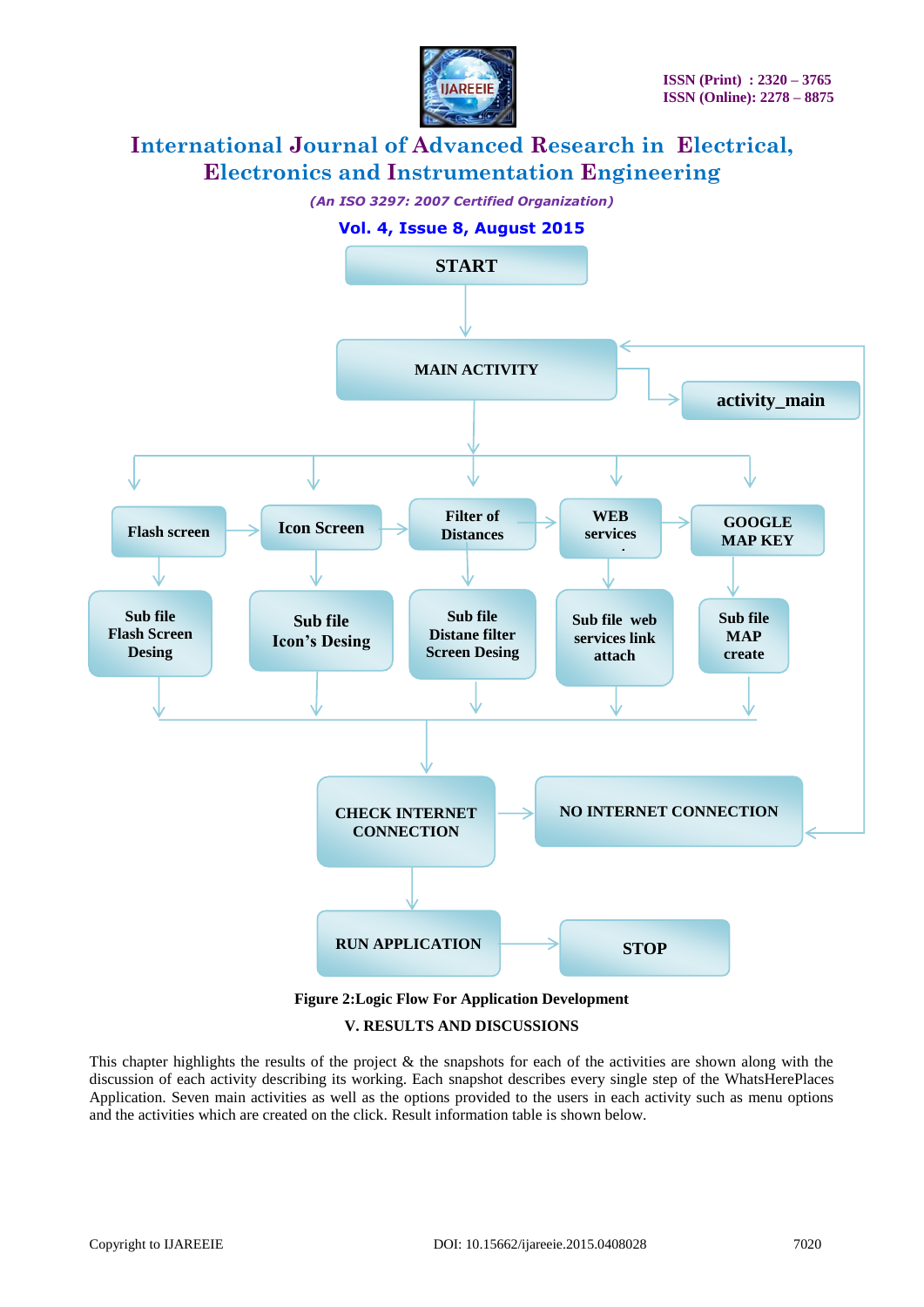START

MAIN ACTIVITY

activity_main

Flash screen

Icon Screen

Filter of Distances

WEB services

GOOGLE MAP KEY

Sub file Flash Screen Desing

Sub file Icon's Desing

Sub file Distane filter Screen Desing

Sub file web services link attach

Sub file MAP create

CHECK INTERNET CONNECTION

NO INTERNET CONNECTION

RUN APPLICATION

STOP

**Figure 2:Logic Flow For Application Development**

## V. RESULTS AND DISCUSSIONS

This chapter highlights the results of the project & the snapshots for each of the activities are shown along with the discussion of each activity describing its working. Each snapshot describes every single step of the WhatsHerePlaces Application. Seven main activities as well as the options provided to the users in each activity such as menu options and the activities which are created on the click. Result information table is shown below.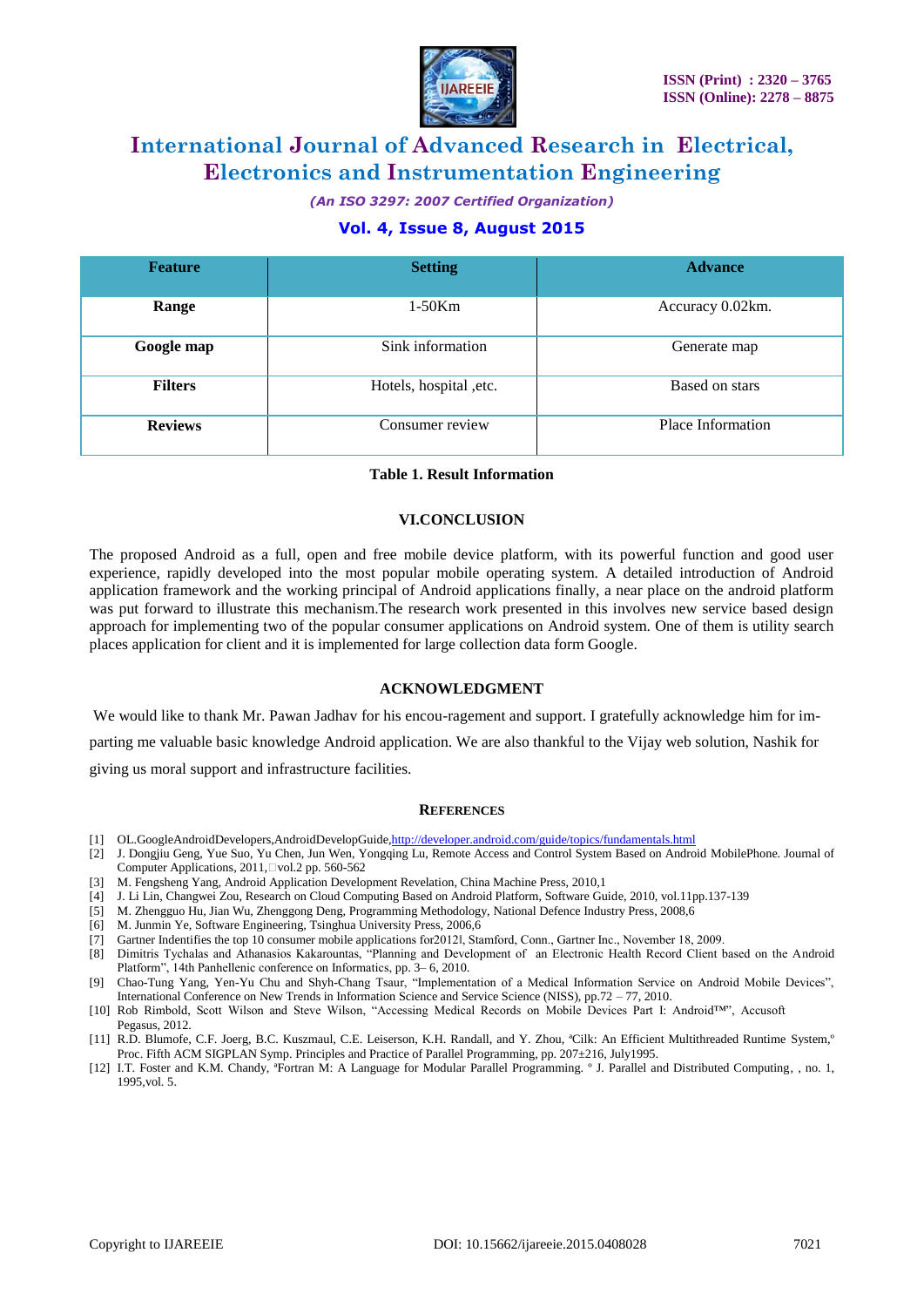| Feature | Setting | Advance |
|---|---|---|
| **Range** | 1-50Km | Accuracy 0.02km. |
| **Google map** | Sink information | Generate map |
| **Filters** | Hotels, hospital ,etc. | Based on stars |
| **Reviews** | Consumer review | Place Information |

**Table 1. Result Information**

## VI.CONCLUSION

The proposed Android as a full, open and free mobile device platform, with its powerful function and good user experience, rapidly developed into the most popular mobile operating system. A detailed introduction of Android application framework and the working principal of Android applications finally, a near place on the android platform was put forward to illustrate this mechanism.The research work presented in this involves new service based design approach for implementing two of the popular consumer applications on Android system. One of them is utility search places application for client and it is implemented for large collection data form Google.

## ACKNOWLEDGMENT

We would like to thank Mr. Pawan Jadhav for his encou-ragement and support. I gratefully acknowledge him for im-parting me valuable basic knowledge Android application. We are also thankful to the Vijay web solution, Nashik for giving us moral support and infrastructure facilities.

## REFERENCES

[1] OL.GoogleAndroidDevelopers,AndroidDevelopGuide,http://developer.android.com/guide/topics/fundamentals.html
[2] J. Dongjiu Geng, Yue Suo, Yu Chen, Jun Wen, Yongqing Lu, Remote Access and Control System Based on Android MobilePhone. Journal of Computer Applications, 2011,vol.2 pp. 560-562
[3] M. Fengsheng Yang, Android Application Development Revelation, China Machine Press, 2010,1
[4] J. Li Lin, Changwei Zou, Research on Cloud Computing Based on Android Platform, Software Guide, 2010, vol.11pp.137-139
[5] M. Zhengguo Hu, Jian Wu, Zhenggong Deng, Programming Methodology, National Defence Industry Press, 2008,6
[6] M. Junmin Ye, Software Engineering, Tsinghua University Press, 2006,6
[7] Gartner Indentifies the top 10 consumer mobile applications for2012‖, Stamford, Conn., Gartner Inc., November 18, 2009.
[8] Dimitris Tychalas and Athanasios Kakarountas, "Planning and Development of an Electronic Health Record Client based on the Android Platform", 14th Panhellenic conference on Informatics, pp. 3– 6, 2010.
[9] Chao-Tung Yang, Yen-Yu Chu and Shyh-Chang Tsaur, "Implementation of a Medical Information Service on Android Mobile Devices", International Conference on New Trends in Information Science and Service Science (NISS), pp.72 – 77, 2010.
[10] Rob Rimbold, Scott Wilson and Steve Wilson, "Accessing Medical Records on Mobile Devices Part I: Android™", Accusoft Pegasus, 2012.
[11] R.D. Blumofe, C.F. Joerg, B.C. Kuszmaul, C.E. Leiserson, K.H. Randall, and Y. Zhou, ªCilk: An Efficient Multithreaded Runtime System,º Proc. Fifth ACM SIGPLAN Symp. Principles and Practice of Parallel Programming, pp. 207±216, July1995.
[12] I.T. Foster and K.M. Chandy, ªFortran M: A Language for Modular Parallel Programming. º J. Parallel and Distributed Computing, , no. 1, 1995,vol. 5.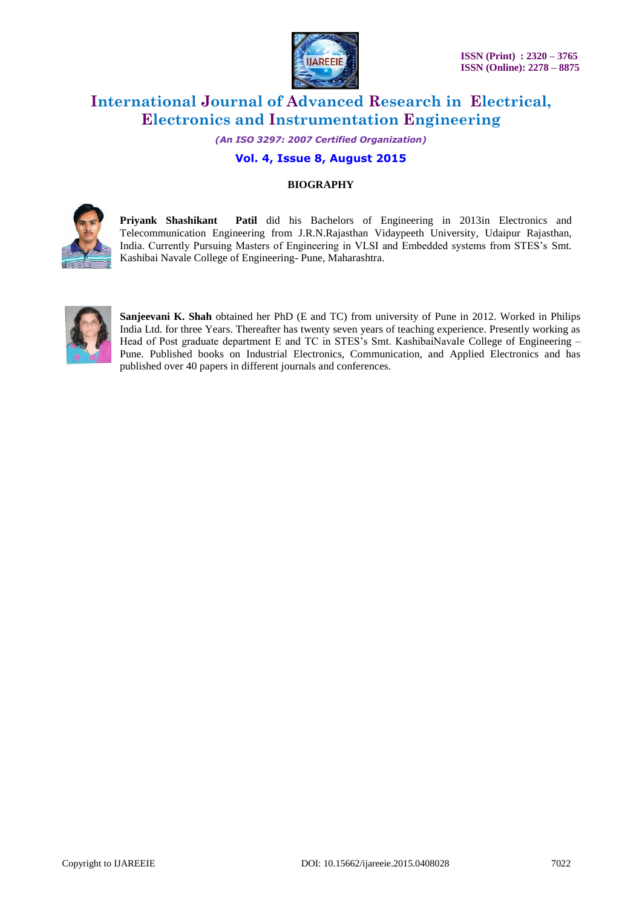**BIOGRAPHY**

**Priyank Shashikant Patil** did his Bachelors of Engineering in 2013in Electronics and Telecommunication Engineering from J.R.N.Rajasthan Vidaypeeth University, Udaipur Rajasthan, India. Currently Pursuing Masters of Engineering in VLSI and Embedded systems from STES's Smt. Kashibai Navale College of Engineering- Pune, Maharashtra.

**Sanjeevani K. Shah** obtained her PhD (E and TC) from university of Pune in 2012. Worked in Philips India Ltd. for three Years. Thereafter has twenty seven years of teaching experience. Presently working as Head of Post graduate department E and TC in STES's Smt. KashibaiNavale College of Engineering – Pune. Published books on Industrial Electronics, Communication, and Applied Electronics and has published over 40 papers in different journals and conferences.